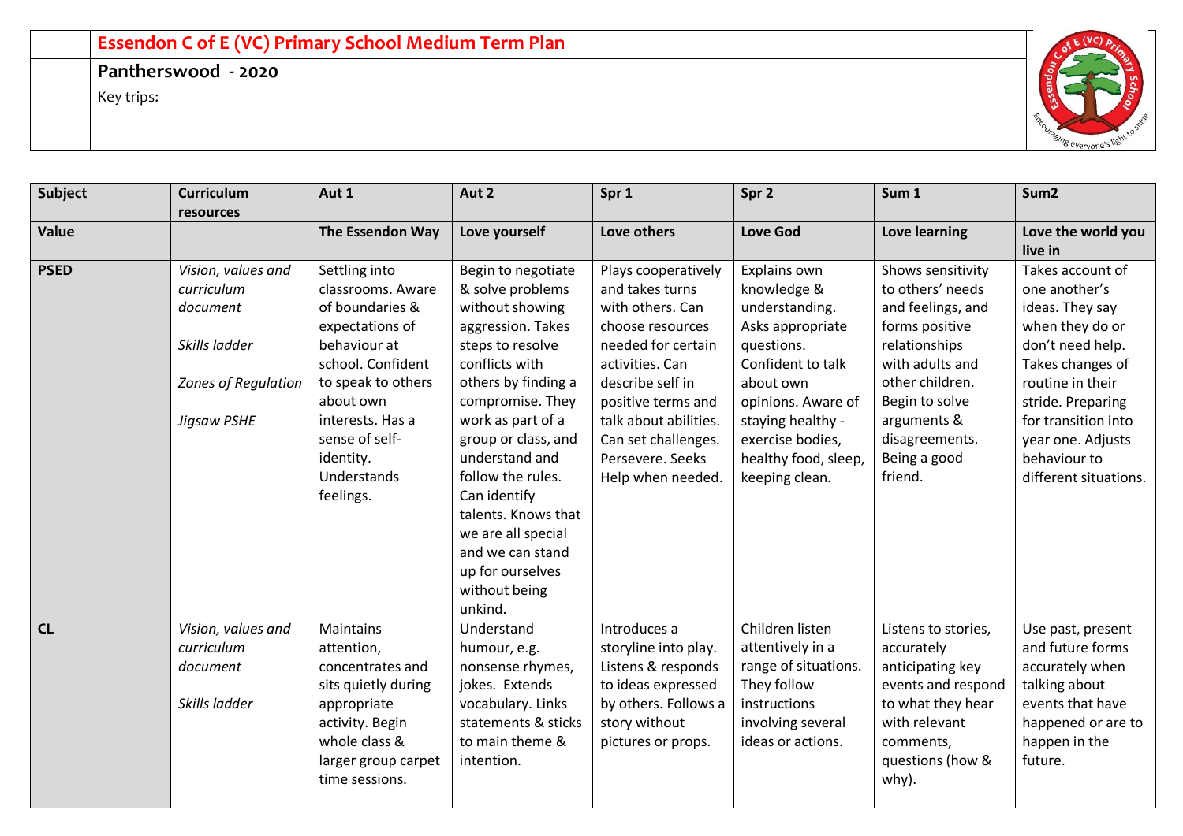# Essendon C of E (VC) Primary School Medium Term Plan

**Pantherswood - 2020**

Key trips:

| Subject | Curriculum resources | Aut 1 | Aut 2 | Spr 1 | Spr 2 | Sum 1 | Sum2 |
|---|---|---|---|---|---|---|---|
| **Value** | | **The Essendon Way** | **Love yourself** | **Love others** | **Love God** | **Love learning** | **Love the world you live in** |
| **PSED** | *Vision, values and curriculum document*<br><br>*Skills ladder*<br><br>*Zones of Regulation*<br><br>*Jigsaw PSHE* | Settling into classrooms. Aware of boundaries & expectations of behaviour at school. Confident to speak to others about own interests. Has a sense of self-identity. Understands feelings. | Begin to negotiate & solve problems without showing aggression. Takes steps to resolve conflicts with others by finding a compromise. They work as part of a group or class, and understand and follow the rules. Can identify talents. Knows that we are all special and we can stand up for ourselves without being unkind. | Plays cooperatively and takes turns with others. Can choose resources needed for certain activities. Can describe self in positive terms and talk about abilities. Can set challenges. Persevere. Seeks Help when needed. | Explains own knowledge & understanding. Asks appropriate questions. Confident to talk about own opinions. Aware of staying healthy - exercise bodies, healthy food, sleep, keeping clean. | Shows sensitivity to others' needs and feelings, and forms positive relationships with adults and other children. Begin to solve arguments & disagreements. Being a good friend. | Takes account of one another's ideas. They say when they do or don't need help. Takes changes of routine in their stride. Preparing for transition into year one. Adjusts behaviour to different situations. |
| **CL** | *Vision, values and curriculum document*<br><br>*Skills ladder* | Maintains attention, concentrates and sits quietly during appropriate activity. Begin whole class & larger group carpet time sessions. | Understand humour, e.g. nonsense rhymes, jokes. Extends vocabulary. Links statements & sticks to main theme & intention. | Introduces a storyline into play. Listens & responds to ideas expressed by others. Follows a story without pictures or props. | Children listen attentively in a range of situations. They follow instructions involving several ideas or actions. | Listens to stories, accurately anticipating key events and respond to what they hear with relevant comments, questions (how & why). | Use past, present and future forms accurately when talking about events that have happened or are to happen in the future. |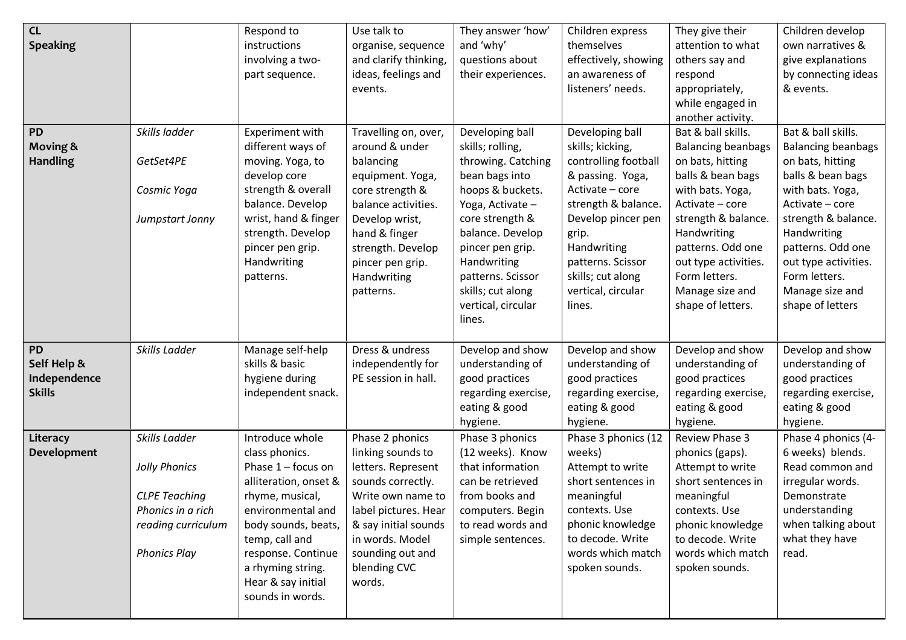| | | | | | | | |
|---|---|---|---|---|---|---|---|
| **CL Speaking** | | Respond to instructions involving a two-part sequence. | Use talk to organise, sequence and clarify thinking, ideas, feelings and events. | They answer 'how' and 'why' questions about their experiences. | Children express themselves effectively, showing an awareness of listeners' needs. | They give their attention to what others say and respond appropriately, while engaged in another activity. | Children develop own narratives & give explanations by connecting ideas & events. |
| **PD Moving & Handling** | *Skills ladder*<br><br>*GetSet4PE*<br><br>*Cosmic Yoga*<br><br>*Jumpstart Jonny* | Experiment with different ways of moving. Yoga, to develop core strength & overall balance. Develop wrist, hand & finger strength. Develop pincer pen grip. Handwriting patterns. | Travelling on, over, around & under balancing equipment. Yoga, core strength & balance activities. Develop wrist, hand & finger strength. Develop pincer pen grip. Handwriting patterns. | Developing ball skills; rolling, throwing. Catching bean bags into hoops & buckets. Yoga, Activate – core strength & balance. Develop pincer pen grip. Handwriting patterns. Scissor skills; cut along vertical, circular lines. | Developing ball skills; kicking, controlling football & passing. Yoga, Activate – core strength & balance. Develop pincer pen grip. Handwriting patterns. Scissor skills; cut along vertical, circular lines. | Bat & ball skills. Balancing beanbags on bats, hitting balls & bean bags with bats. Yoga, Activate – core strength & balance. Handwriting patterns. Odd one out type activities. Form letters. Manage size and shape of letters. | Bat & ball skills. Balancing beanbags on bats, hitting balls & bean bags with bats. Yoga, Activate – core strength & balance. Handwriting patterns. Odd one out type activities. Form letters. Manage size and shape of letters |
| **PD Self Help & Independence Skills** | *Skills Ladder* | Manage self-help skills & basic hygiene during independent snack. | Dress & undress independently for PE session in hall. | Develop and show understanding of good practices regarding exercise, eating & good hygiene. | Develop and show understanding of good practices regarding exercise, eating & good hygiene. | Develop and show understanding of good practices regarding exercise, eating & good hygiene. | Develop and show understanding of good practices regarding exercise, eating & good hygiene. |
| **Literacy Development** | *Skills Ladder*<br><br>*Jolly Phonics*<br><br>*CLPE Teaching Phonics in a rich reading curriculum*<br><br>*Phonics Play* | Introduce whole class phonics. Phase 1 – focus on alliteration, onset & rhyme, musical, environmental and body sounds, beats, temp, call and response. Continue a rhyming string. Hear & say initial sounds in words. | Phase 2 phonics linking sounds to letters. Represent sounds correctly. Write own name to label pictures. Hear & say initial sounds in words. Model sounding out and blending CVC words. | Phase 3 phonics (12 weeks). Know that information can be retrieved from books and computers. Begin to read words and simple sentences. | Phase 3 phonics (12 weeks) Attempt to write short sentences in meaningful contexts. Use phonic knowledge to decode. Write words which match spoken sounds. | Review Phase 3 phonics (gaps). Attempt to write short sentences in meaningful contexts. Use phonic knowledge to decode. Write words which match spoken sounds. | Phase 4 phonics (4-6 weeks) blends. Read common and irregular words. Demonstrate understanding when talking about what they have read. |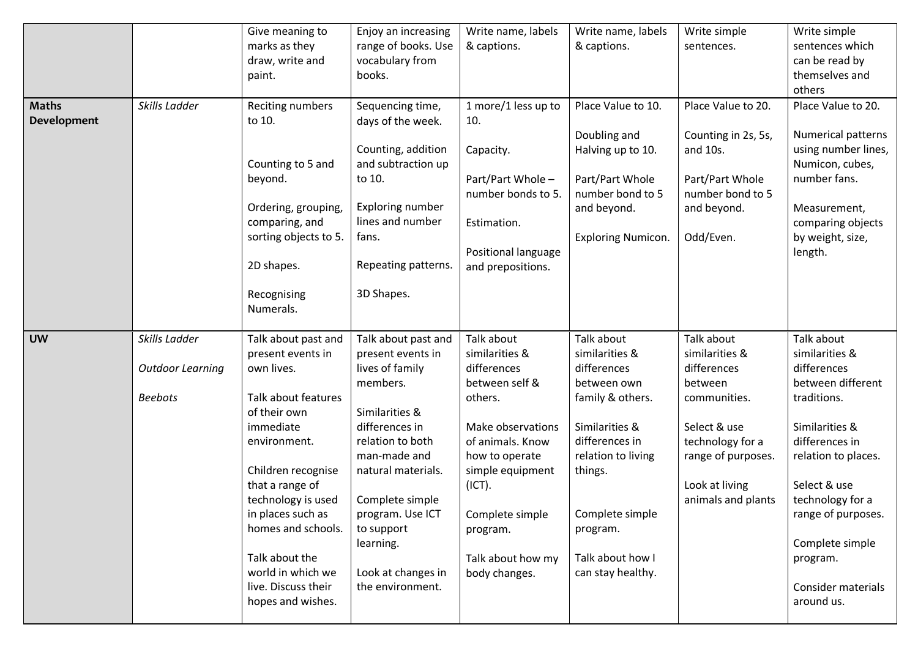| | | | | | | | |
|---|---|---|---|---|---|---|---|
| | | Give meaning to marks as they draw, write and paint. | Enjoy an increasing range of books. Use vocabulary from books. | Write name, labels & captions. | Write name, labels & captions. | Write simple sentences. | Write simple sentences which can be read by themselves and others |
| **Maths Development** | *Skills Ladder* | Reciting numbers to 10.<br><br>Counting to 5 and beyond.<br><br>Ordering, grouping, comparing, and sorting objects to 5.<br><br>2D shapes.<br><br>Recognising Numerals. | Sequencing time, days of the week.<br><br>Counting, addition and subtraction up to 10.<br><br>Exploring number lines and number fans.<br><br>Repeating patterns.<br><br>3D Shapes. | 1 more/1 less up to 10.<br><br>Capacity.<br><br>Part/Part Whole – number bonds to 5.<br><br>Estimation.<br><br>Positional language and prepositions. | Place Value to 10.<br><br>Doubling and Halving up to 10.<br><br>Part/Part Whole number bond to 5 and beyond.<br><br>Exploring Numicon. | Place Value to 20.<br><br>Counting in 2s, 5s, and 10s.<br><br>Part/Part Whole number bond to 5 and beyond.<br><br>Odd/Even. | Place Value to 20.<br><br>Numerical patterns using number lines, Numicon, cubes, number fans.<br><br>Measurement, comparing objects by weight, size, length. |
| **UW** | *Skills Ladder*<br><br>*Outdoor Learning*<br><br>*Beebots* | Talk about past and present events in own lives.<br><br>Talk about features of their own immediate environment.<br><br>Children recognise that a range of technology is used in places such as homes and schools.<br><br>Talk about the world in which we live. Discuss their hopes and wishes. | Talk about past and present events in lives of family members.<br><br>Similarities & differences in relation to both man-made and natural materials.<br><br>Complete simple program. Use ICT to support learning.<br><br>Look at changes in the environment. | Talk about similarities & differences between self & others.<br><br>Make observations of animals. Know how to operate simple equipment (ICT).<br><br>Complete simple program.<br><br>Talk about how my body changes. | Talk about similarities & differences between own family & others.<br><br>Similarities & differences in relation to living things.<br><br>Complete simple program.<br><br>Talk about how I can stay healthy. | Talk about similarities & differences between communities.<br><br>Select & use technology for a range of purposes.<br><br>Look at living animals and plants | Talk about similarities & differences between different traditions.<br><br>Similarities & differences in relation to places.<br><br>Select & use technology for a range of purposes.<br><br>Complete simple program.<br><br>Consider materials around us. |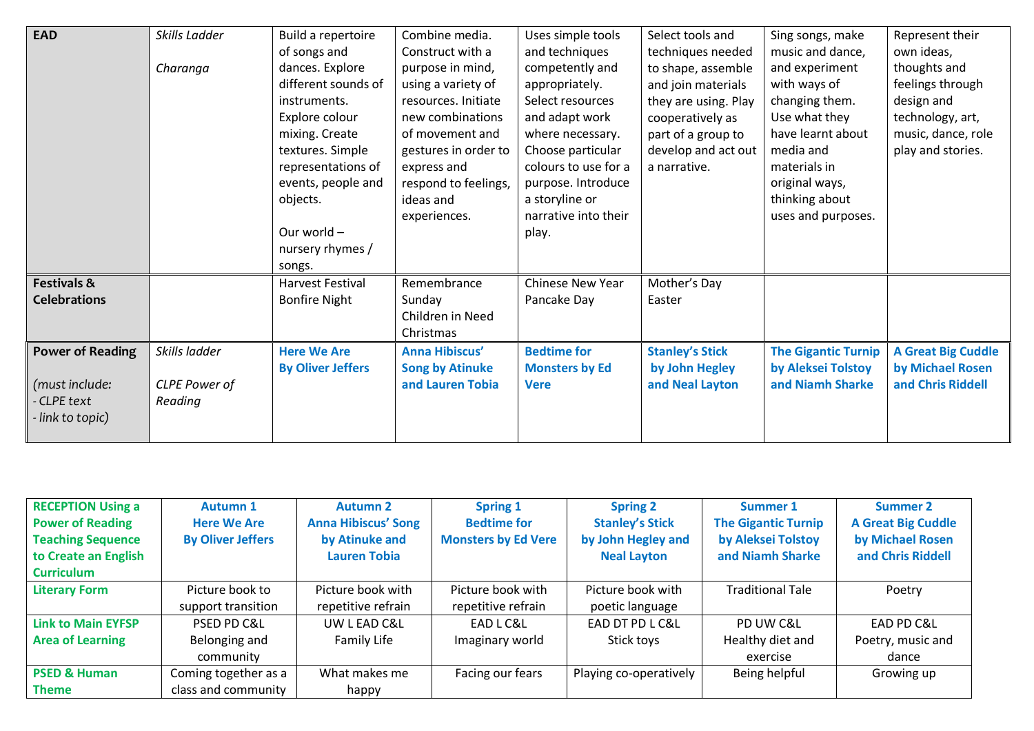| **EAD** | *Skills Ladder*<br><br>*Charanga* | Build a repertoire of songs and dances. Explore different sounds of instruments. Explore colour mixing. Create textures. Simple representations of events, people and objects.<br><br>Our world – nursery rhymes / songs. | Combine media. Construct with a purpose in mind, using a variety of resources. Initiate new combinations of movement and gestures in order to express and respond to feelings, ideas and experiences. | Uses simple tools and techniques competently and appropriately. Select resources and adapt work where necessary. Choose particular colours to use for a purpose. Introduce a storyline or narrative into their play. | Select tools and techniques needed to shape, assemble and join materials they are using. Play cooperatively as part of a group to develop and act out a narrative. | Sing songs, make music and dance, and experiment with ways of changing them. Use what they have learnt about media and materials in original ways, thinking about uses and purposes. | Represent their own ideas, thoughts and feelings through design and technology, art, music, dance, role play and stories. |
|---|---|---|---|---|---|---|---|
| **Festivals & Celebrations** | | Harvest Festival<br>Bonfire Night | Remembrance Sunday<br>Children in Need<br>Christmas | Chinese New Year<br>Pancake Day | Mother's Day<br>Easter | | |
| **Power of Reading**<br><br>*(must include:*<br>*- CLPE text*<br>*- link to topic)* | *Skills ladder*<br><br>*CLPE Power of Reading* | **Here We Are By Oliver Jeffers** | **Anna Hibiscus' Song by Atinuke and Lauren Tobia** | **Bedtime for Monsters by Ed Vere** | **Stanley's Stick by John Hegley and Neal Layton** | **The Gigantic Turnip by Aleksei Tolstoy and Niamh Sharke** | **A Great Big Cuddle by Michael Rosen and Chris Riddell** |

| **RECEPTION Using a Power of Reading Teaching Sequence to Create an English Curriculum** | **Autumn 1**<br>**Here We Are By Oliver Jeffers** | **Autumn 2**<br>**Anna Hibiscus' Song by Atinuke and Lauren Tobia** | **Spring 1**<br>**Bedtime for Monsters by Ed Vere** | **Spring 2**<br>**Stanley's Stick by John Hegley and Neal Layton** | **Summer 1**<br>**The Gigantic Turnip by Aleksei Tolstoy and Niamh Sharke** | **Summer 2**<br>**A Great Big Cuddle by Michael Rosen and Chris Riddell** |
|---|---|---|---|---|---|---|
| **Literary Form** | Picture book to support transition | Picture book with repetitive refrain | Picture book with repetitive refrain | Picture book with poetic language | Traditional Tale | Poetry |
| **Link to Main EYFSP Area of Learning** | PSED PD C&L<br>Belonging and community | UW L EAD C&L<br>Family Life | EAD L C&L<br>Imaginary world | EAD DT PD L C&L<br>Stick toys | PD UW C&L<br>Healthy diet and exercise | EAD PD C&L<br>Poetry, music and dance |
| **PSED & Human Theme** | Coming together as a class and community | What makes me happy | Facing our fears | Playing co-operatively | Being helpful | Growing up |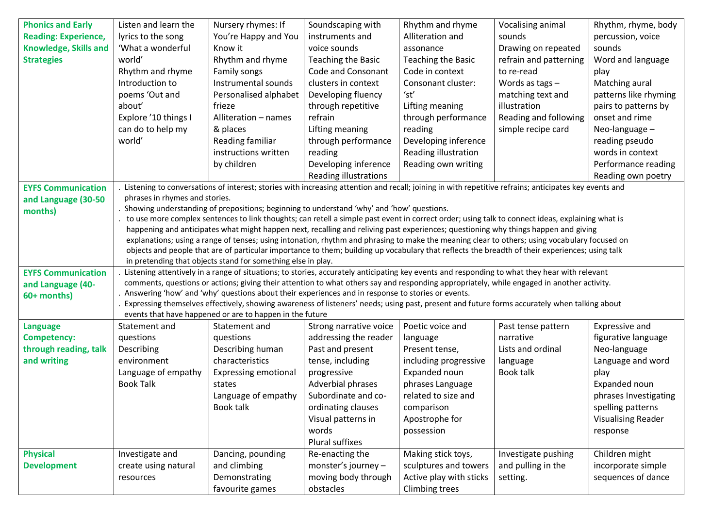| | | | | | | |
|---|---|---|---|---|---|---|
| **Phonics and Early Reading: Experience, Knowledge, Skills and Strategies** | Listen and learn the lyrics to the song 'What a wonderful world'<br>Rhythm and rhyme<br>Introduction to poems 'Out and about'<br>Explore '10 things I can do to help my world' | Nursery rhymes: If You're Happy and You Know it<br>Rhythm and rhyme<br>Family songs<br>Instrumental sounds<br>Personalised alphabet frieze<br>Alliteration – names & places<br>Reading familiar instructions written by children | Soundscaping with instruments and voice sounds<br>Teaching the Basic Code and Consonant clusters in context<br>Developing fluency through repetitive refrain<br>Lifting meaning through performance reading<br>Developing inference<br>Reading illustrations | Rhythm and rhyme<br>Alliteration and assonance<br>Teaching the Basic Code in context<br>Consonant cluster: 'st'<br>Lifting meaning through performance reading<br>Developing inference<br>Reading illustration<br>Reading own writing | Vocalising animal sounds<br>Drawing on repeated refrain and patterning to re-read<br>Words as tags – matching text and illustration<br>Reading and following simple recipe card | Rhythm, rhyme, body percussion, voice sounds<br>Word and language play<br>Matching aural patterns like rhyming pairs to patterns by onset and rime<br>Neo-language – reading pseudo words in context<br>Performance reading<br>Reading own poetry |
| **EYFS Communication and Language (30-50 months)** | . Listening to conversations of interest; stories with increasing attention and recall; joining in with repetitive refrains; anticipates key events and phrases in rhymes and stories.<br>. Showing understanding of prepositions; beginning to understand 'why' and 'how' questions.<br>. to use more complex sentences to link thoughts; can retell a simple past event in correct order; using talk to connect ideas, explaining what is happening and anticipates what might happen next, recalling and reliving past experiences; questioning why things happen and giving explanations; using a range of tenses; using intonation, rhythm and phrasing to make the meaning clear to others; using vocabulary focused on objects and people that are of particular importance to them; building up vocabulary that reflects the breadth of their experiences; using talk in pretending that objects stand for something else in play. | | | | | |
| **EYFS Communication and Language (40-60+ months)** | . Listening attentively in a range of situations; to stories, accurately anticipating key events and responding to what they hear with relevant comments, questions or actions; giving their attention to what others say and responding appropriately, while engaged in another activity.<br>. Answering 'how' and 'why' questions about their experiences and in response to stories or events.<br>. Expressing themselves effectively, showing awareness of listeners' needs; using past, present and future forms accurately when talking about events that have happened or are to happen in the future | | | | | |
| **Language Competency: through reading, talk and writing** | Statement and questions<br>Describing environment<br>Language of empathy<br>Book Talk | Statement and questions<br>Describing human characteristics<br>Expressing emotional states<br>Language of empathy<br>Book talk | Strong narrative voice addressing the reader<br>Past and present tense, including progressive<br>Adverbial phrases<br>Subordinate and co-ordinating clauses<br>Visual patterns in words<br>Plural suffixes | Poetic voice and language<br>Present tense, including progressive<br>Expanded noun phrases Language related to size and comparison<br>Apostrophe for possession | Past tense pattern narrative<br>Lists and ordinal language<br>Book talk | Expressive and figurative language<br>Neo-language<br>Language and word play<br>Expanded noun phrases Investigating spelling patterns<br>Visualising Reader response |
| **Physical Development** | Investigate and create using natural resources | Dancing, pounding and climbing<br>Demonstrating favourite games | Re-enacting the monster's journey – moving body through obstacles | Making stick toys, sculptures and towers<br>Active play with sticks<br>Climbing trees | Investigate pushing and pulling in the setting. | Children might incorporate simple sequences of dance |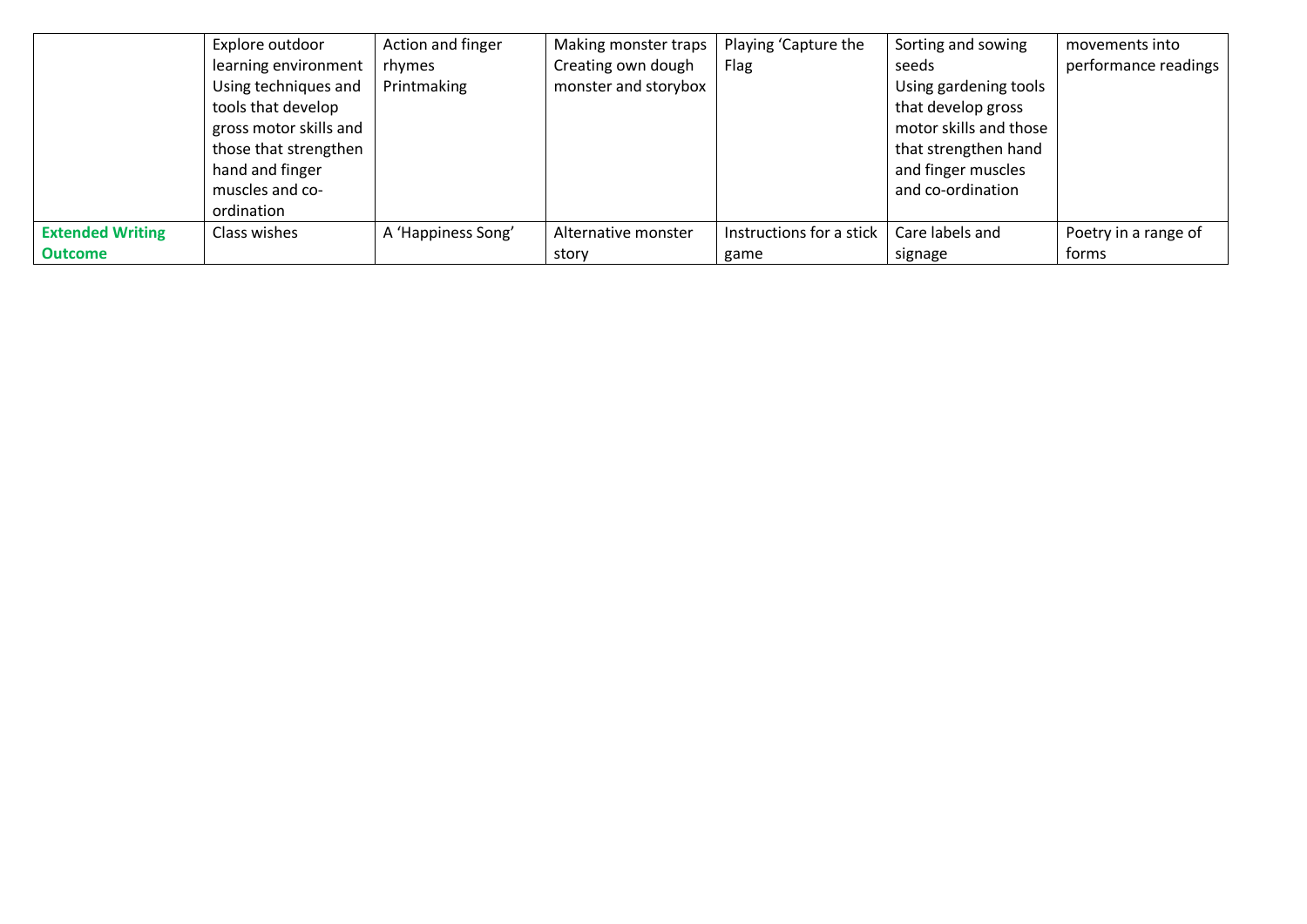| | | | | | | |
|---|---|---|---|---|---|---|
| | Explore outdoor learning environment<br>Using techniques and tools that develop gross motor skills and those that strengthen hand and finger muscles and co-ordination | Action and finger rhymes<br>Printmaking | Making monster traps<br>Creating own dough monster and storybox | Playing 'Capture the Flag | Sorting and sowing seeds<br>Using gardening tools that develop gross motor skills and those that strengthen hand and finger muscles and co-ordination | movements into performance readings |
| **Extended Writing Outcome** | Class wishes | A 'Happiness Song' | Alternative monster story | Instructions for a stick game | Care labels and signage | Poetry in a range of forms |